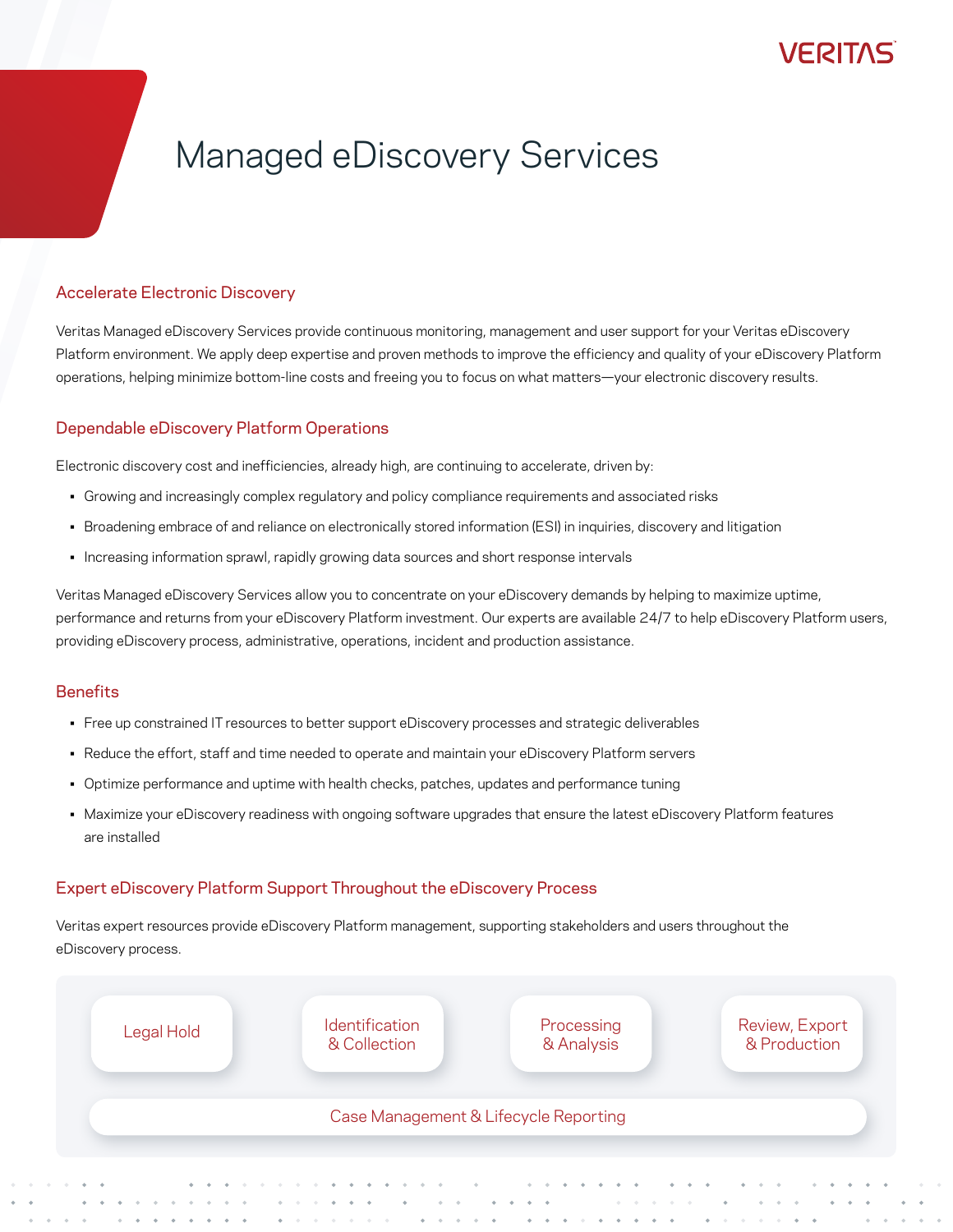# Managed eDiscovery Services

## Accelerate Electronic Discovery

Veritas Managed eDiscovery Services provide continuous monitoring, management and user support for your Veritas eDiscovery Platform environment. We apply deep expertise and proven methods to improve the efficiency and quality of your eDiscovery Platform operations, helping minimize bottom-line costs and freeing you to focus on what matters—your electronic discovery results.

## Dependable eDiscovery Platform Operations

Electronic discovery cost and inefficiencies, already high, are continuing to accelerate, driven by:

- Growing and increasingly complex regulatory and policy compliance requirements and associated risks
- Broadening embrace of and reliance on electronically stored information (ESI) in inquiries, discovery and litigation
- Increasing information sprawl, rapidly growing data sources and short response intervals

Veritas Managed eDiscovery Services allow you to concentrate on your eDiscovery demands by helping to maximize uptime, performance and returns from your eDiscovery Platform investment. Our experts are available 24/7 to help eDiscovery Platform users, providing eDiscovery process, administrative, operations, incident and production assistance.

## Benefits

- Free up constrained IT resources to better support eDiscovery processes and strategic deliverables
- Reduce the effort, staff and time needed to operate and maintain your eDiscovery Platform servers
- Optimize performance and uptime with health checks, patches, updates and performance tuning
- Maximize your eDiscovery readiness with ongoing software upgrades that ensure the latest eDiscovery Platform features are installed

## Expert eDiscovery Platform Support Throughout the eDiscovery Process

Veritas expert resources provide eDiscovery Platform management, supporting stakeholders and users throughout the eDiscovery process.

Legal Hold

Identification & Collection

Processing & Analysis

Review, Export & Production

Case Management & Lifecycle Reporting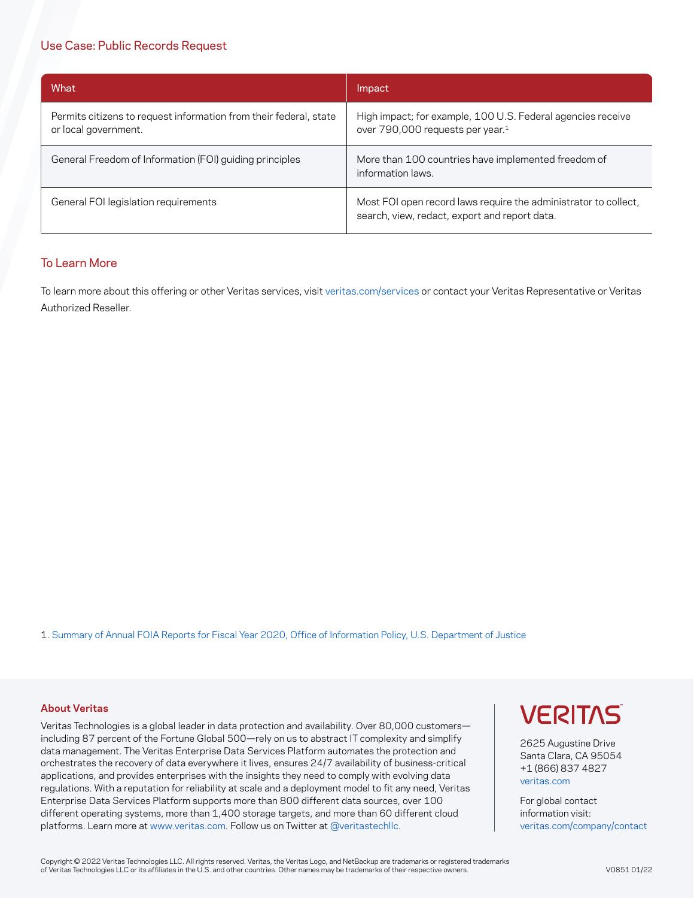## Use Case: Public Records Request

| What | Impact |
|---|---|
| Permits citizens to request information from their federal, state or local government. | High impact; for example, 100 U.S. Federal agencies receive over 790,000 requests per year.[1] |
| General Freedom of Information (FOI) guiding principles | More than 100 countries have implemented freedom of information laws. |
| General FOI legislation requirements | Most FOI open record laws require the administrator to collect, search, view, redact, export and report data. |

## To Learn More

To learn more about this offering or other Veritas services, visit veritas.com/services or contact your Veritas Representative or Veritas Authorized Reseller.

1. Summary of Annual FOIA Reports for Fiscal Year 2020, Office of Information Policy, U.S. Department of Justice

**About Veritas**

Veritas Technologies is a global leader in data protection and availability. Over 80,000 customers—including 87 percent of the Fortune Global 500—rely on us to abstract IT complexity and simplify data management. The Veritas Enterprise Data Services Platform automates the protection and orchestrates the recovery of data everywhere it lives, ensures 24/7 availability of business-critical applications, and provides enterprises with the insights they need to comply with evolving data regulations. With a reputation for reliability at scale and a deployment model to fit any need, Veritas Enterprise Data Services Platform supports more than 800 different data sources, over 100 different operating systems, more than 1,400 storage targets, and more than 60 different cloud platforms. Learn more at www.veritas.com. Follow us on Twitter at @veritastechllc.

VERITAS

2625 Augustine Drive
Santa Clara, CA 95054
+1 (866) 837 4827
veritas.com

For global contact information visit:
veritas.com/company/contact

Copyright © 2022 Veritas Technologies LLC. All rights reserved. Veritas, the Veritas Logo, and NetBackup are trademarks or registered trademarks of Veritas Technologies LLC or its affiliates in the U.S. and other countries. Other names may be trademarks of their respective owners.

V0851 01/22